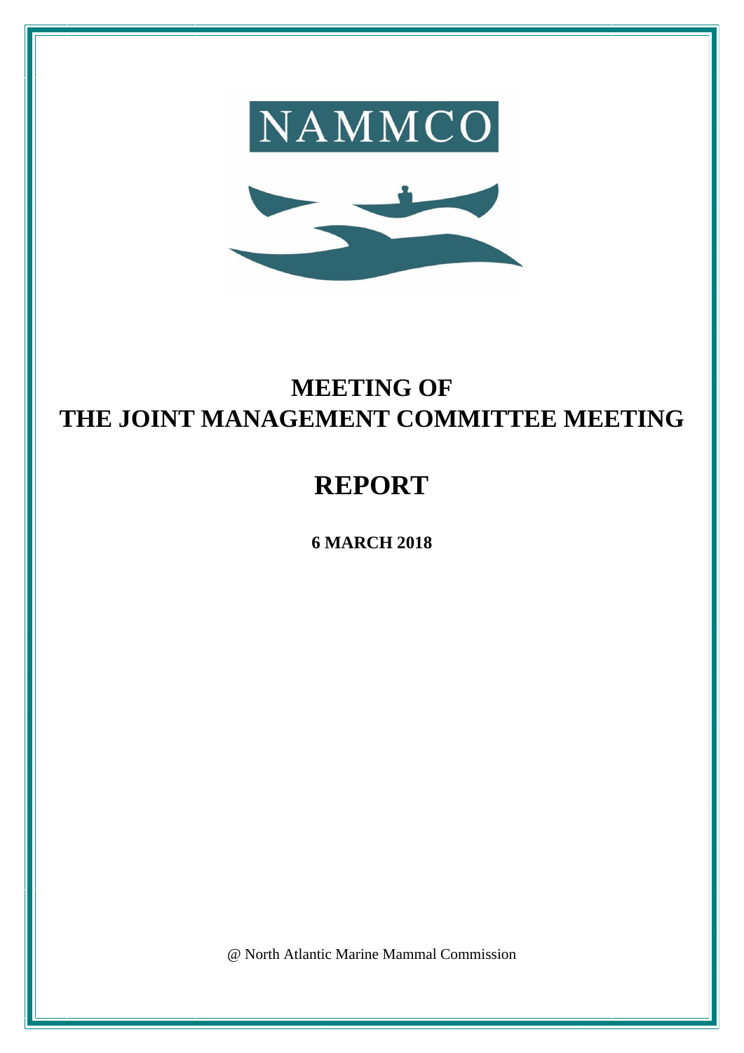NAMMCO

# MEETING OF
# THE JOINT MANAGEMENT COMMITTEE MEETING

# REPORT

**6 MARCH 2018**

@ North Atlantic Marine Mammal Commission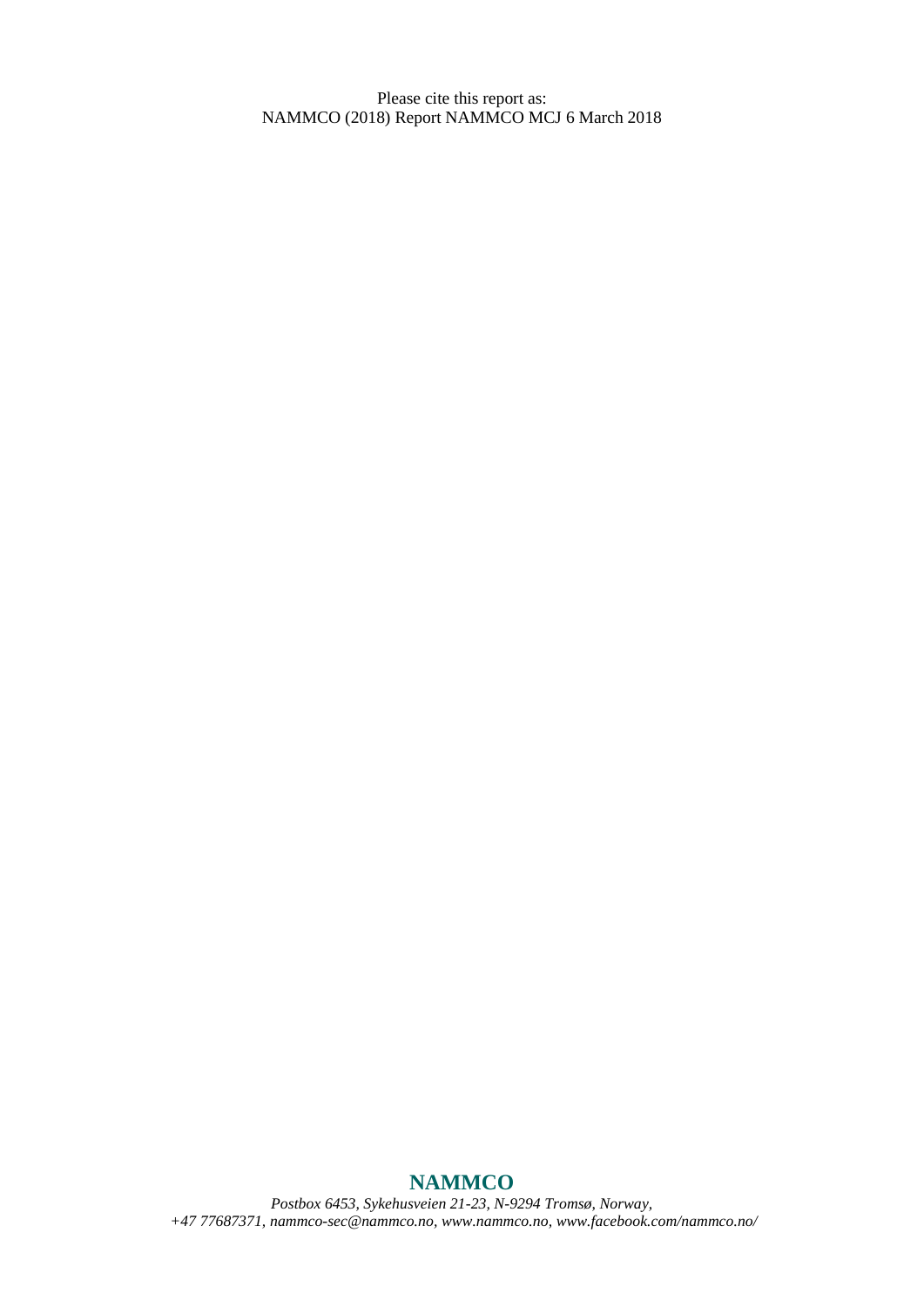Please cite this report as:
NAMMCO (2018) Report NAMMCO MCJ 6 March 2018

**NAMMCO**

*Postbox 6453, Sykehusveien 21-23, N-9294 Tromsø, Norway,*
*+47 77687371, nammco-sec@nammco.no, www.nammco.no, www.facebook.com/nammco.no/*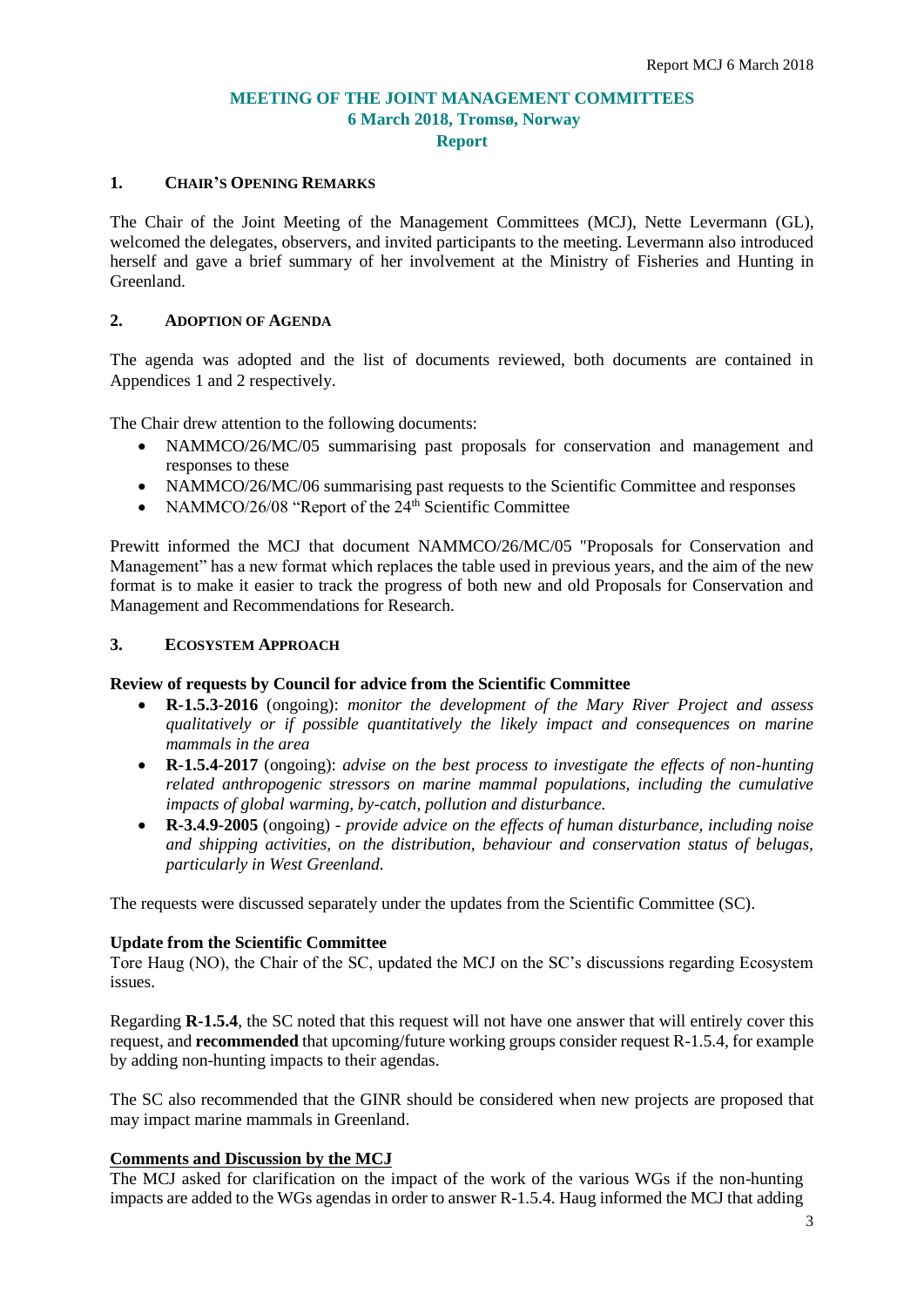# MEETING OF THE JOINT MANAGEMENT COMMITTEES
## 6 March 2018, Tromsø, Norway
## Report

### 1. CHAIR'S OPENING REMARKS

The Chair of the Joint Meeting of the Management Committees (MCJ), Nette Levermann (GL), welcomed the delegates, observers, and invited participants to the meeting. Levermann also introduced herself and gave a brief summary of her involvement at the Ministry of Fisheries and Hunting in Greenland.

### 2. ADOPTION OF AGENDA

The agenda was adopted and the list of documents reviewed, both documents are contained in Appendices 1 and 2 respectively.

The Chair drew attention to the following documents:

- NAMMCO/26/MC/05 summarising past proposals for conservation and management and responses to these
- NAMMCO/26/MC/06 summarising past requests to the Scientific Committee and responses
- NAMMCO/26/08 "Report of the 24th Scientific Committee

Prewitt informed the MCJ that document NAMMCO/26/MC/05 "Proposals for Conservation and Management" has a new format which replaces the table used in previous years, and the aim of the new format is to make it easier to track the progress of both new and old Proposals for Conservation and Management and Recommendations for Research.

### 3. ECOSYSTEM APPROACH

**Review of requests by Council for advice from the Scientific Committee**

- **R-1.5.3-2016** (ongoing): *monitor the development of the Mary River Project and assess qualitatively or if possible quantitatively the likely impact and consequences on marine mammals in the area*
- **R-1.5.4-2017** (ongoing): *advise on the best process to investigate the effects of non-hunting related anthropogenic stressors on marine mammal populations, including the cumulative impacts of global warming, by-catch, pollution and disturbance.*
- **R-3.4.9-2005** (ongoing) - *provide advice on the effects of human disturbance, including noise and shipping activities, on the distribution, behaviour and conservation status of belugas, particularly in West Greenland.*

The requests were discussed separately under the updates from the Scientific Committee (SC).

**Update from the Scientific Committee**

Tore Haug (NO), the Chair of the SC, updated the MCJ on the SC's discussions regarding Ecosystem issues.

Regarding **R-1.5.4**, the SC noted that this request will not have one answer that will entirely cover this request, and **recommended** that upcoming/future working groups consider request R-1.5.4, for example by adding non-hunting impacts to their agendas.

The SC also recommended that the GINR should be considered when new projects are proposed that may impact marine mammals in Greenland.

**Comments and Discussion by the MCJ**

The MCJ asked for clarification on the impact of the work of the various WGs if the non-hunting impacts are added to the WGs agendas in order to answer R-1.5.4. Haug informed the MCJ that adding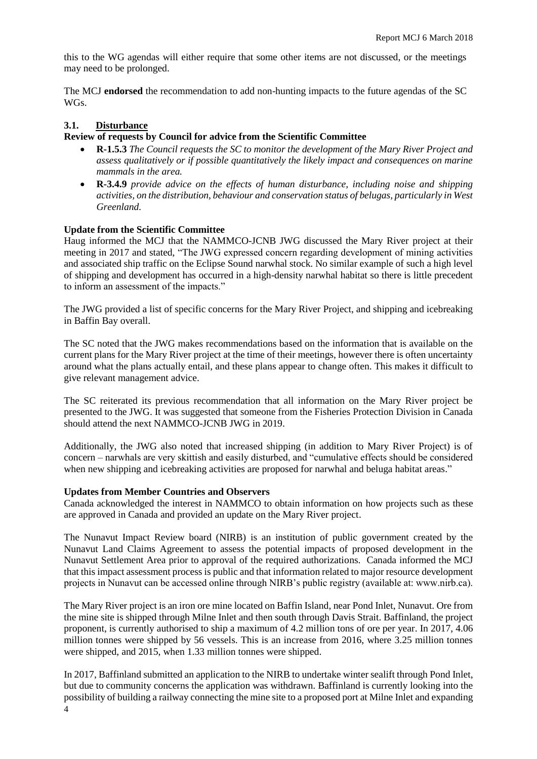this to the WG agendas will either require that some other items are not discussed, or the meetings may need to be prolonged.

The MCJ **endorsed** the recommendation to add non-hunting impacts to the future agendas of the SC WGs.

### 3.1. Disturbance

**Review of requests by Council for advice from the Scientific Committee**

- **R-1.5.3** *The Council requests the SC to monitor the development of the Mary River Project and assess qualitatively or if possible quantitatively the likely impact and consequences on marine mammals in the area.*
- **R-3.4.9** *provide advice on the effects of human disturbance, including noise and shipping activities, on the distribution, behaviour and conservation status of belugas, particularly in West Greenland.*

**Update from the Scientific Committee**

Haug informed the MCJ that the NAMMCO-JCNB JWG discussed the Mary River project at their meeting in 2017 and stated, "The JWG expressed concern regarding development of mining activities and associated ship traffic on the Eclipse Sound narwhal stock. No similar example of such a high level of shipping and development has occurred in a high-density narwhal habitat so there is little precedent to inform an assessment of the impacts."

The JWG provided a list of specific concerns for the Mary River Project, and shipping and icebreaking in Baffin Bay overall.

The SC noted that the JWG makes recommendations based on the information that is available on the current plans for the Mary River project at the time of their meetings, however there is often uncertainty around what the plans actually entail, and these plans appear to change often. This makes it difficult to give relevant management advice.

The SC reiterated its previous recommendation that all information on the Mary River project be presented to the JWG. It was suggested that someone from the Fisheries Protection Division in Canada should attend the next NAMMCO-JCNB JWG in 2019.

Additionally, the JWG also noted that increased shipping (in addition to Mary River Project) is of concern – narwhals are very skittish and easily disturbed, and "cumulative effects should be considered when new shipping and icebreaking activities are proposed for narwhal and beluga habitat areas."

**Updates from Member Countries and Observers**

Canada acknowledged the interest in NAMMCO to obtain information on how projects such as these are approved in Canada and provided an update on the Mary River project.

The Nunavut Impact Review board (NIRB) is an institution of public government created by the Nunavut Land Claims Agreement to assess the potential impacts of proposed development in the Nunavut Settlement Area prior to approval of the required authorizations. Canada informed the MCJ that this impact assessment process is public and that information related to major resource development projects in Nunavut can be accessed online through NIRB's public registry (available at: www.nirb.ca).

The Mary River project is an iron ore mine located on Baffin Island, near Pond Inlet, Nunavut. Ore from the mine site is shipped through Milne Inlet and then south through Davis Strait. Baffinland, the project proponent, is currently authorised to ship a maximum of 4.2 million tons of ore per year. In 2017, 4.06 million tonnes were shipped by 56 vessels. This is an increase from 2016, where 3.25 million tonnes were shipped, and 2015, when 1.33 million tonnes were shipped.

In 2017, Baffinland submitted an application to the NIRB to undertake winter sealift through Pond Inlet, but due to community concerns the application was withdrawn. Baffinland is currently looking into the possibility of building a railway connecting the mine site to a proposed port at Milne Inlet and expanding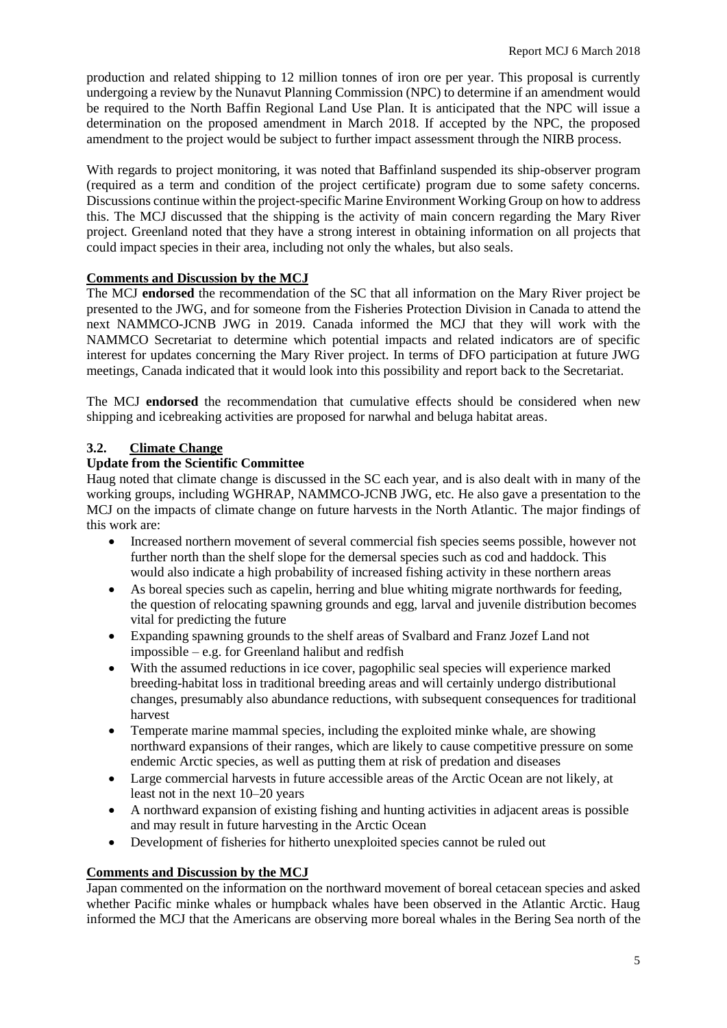production and related shipping to 12 million tonnes of iron ore per year. This proposal is currently undergoing a review by the Nunavut Planning Commission (NPC) to determine if an amendment would be required to the North Baffin Regional Land Use Plan. It is anticipated that the NPC will issue a determination on the proposed amendment in March 2018. If accepted by the NPC, the proposed amendment to the project would be subject to further impact assessment through the NIRB process.

With regards to project monitoring, it was noted that Baffinland suspended its ship-observer program (required as a term and condition of the project certificate) program due to some safety concerns. Discussions continue within the project-specific Marine Environment Working Group on how to address this. The MCJ discussed that the shipping is the activity of main concern regarding the Mary River project. Greenland noted that they have a strong interest in obtaining information on all projects that could impact species in their area, including not only the whales, but also seals.

**Comments and Discussion by the MCJ**

The MCJ **endorsed** the recommendation of the SC that all information on the Mary River project be presented to the JWG, and for someone from the Fisheries Protection Division in Canada to attend the next NAMMCO-JCNB JWG in 2019. Canada informed the MCJ that they will work with the NAMMCO Secretariat to determine which potential impacts and related indicators are of specific interest for updates concerning the Mary River project. In terms of DFO participation at future JWG meetings, Canada indicated that it would look into this possibility and report back to the Secretariat.

The MCJ **endorsed** the recommendation that cumulative effects should be considered when new shipping and icebreaking activities are proposed for narwhal and beluga habitat areas.

## 3.2. Climate Change

**Update from the Scientific Committee**

Haug noted that climate change is discussed in the SC each year, and is also dealt with in many of the working groups, including WGHRAP, NAMMCO-JCNB JWG, etc. He also gave a presentation to the MCJ on the impacts of climate change on future harvests in the North Atlantic. The major findings of this work are:

- Increased northern movement of several commercial fish species seems possible, however not further north than the shelf slope for the demersal species such as cod and haddock. This would also indicate a high probability of increased fishing activity in these northern areas
- As boreal species such as capelin, herring and blue whiting migrate northwards for feeding, the question of relocating spawning grounds and egg, larval and juvenile distribution becomes vital for predicting the future
- Expanding spawning grounds to the shelf areas of Svalbard and Franz Jozef Land not impossible – e.g. for Greenland halibut and redfish
- With the assumed reductions in ice cover, pagophilic seal species will experience marked breeding-habitat loss in traditional breeding areas and will certainly undergo distributional changes, presumably also abundance reductions, with subsequent consequences for traditional harvest
- Temperate marine mammal species, including the exploited minke whale, are showing northward expansions of their ranges, which are likely to cause competitive pressure on some endemic Arctic species, as well as putting them at risk of predation and diseases
- Large commercial harvests in future accessible areas of the Arctic Ocean are not likely, at least not in the next 10–20 years
- A northward expansion of existing fishing and hunting activities in adjacent areas is possible and may result in future harvesting in the Arctic Ocean
- Development of fisheries for hitherto unexploited species cannot be ruled out

**Comments and Discussion by the MCJ**

Japan commented on the information on the northward movement of boreal cetacean species and asked whether Pacific minke whales or humpback whales have been observed in the Atlantic Arctic. Haug informed the MCJ that the Americans are observing more boreal whales in the Bering Sea north of the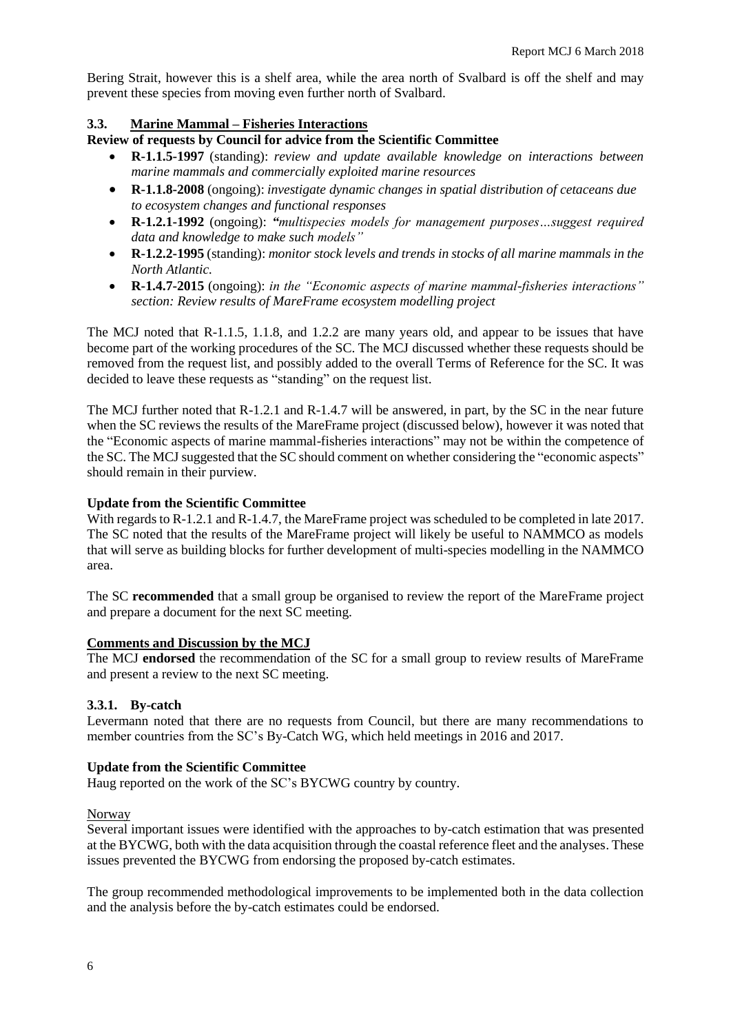Bering Strait, however this is a shelf area, while the area north of Svalbard is off the shelf and may prevent these species from moving even further north of Svalbard.

### 3.3. Marine Mammal – Fisheries Interactions

**Review of requests by Council for advice from the Scientific Committee**

- **R-1.1.5-1997** (standing): *review and update available knowledge on interactions between marine mammals and commercially exploited marine resources*
- **R-1.1.8-2008** (ongoing): *investigate dynamic changes in spatial distribution of cetaceans due to ecosystem changes and functional responses*
- **R-1.2.1-1992** (ongoing): *"multispecies models for management purposes…suggest required data and knowledge to make such models"*
- **R-1.2.2-1995** (standing): *monitor stock levels and trends in stocks of all marine mammals in the North Atlantic.*
- **R-1.4.7-2015** (ongoing): *in the "Economic aspects of marine mammal-fisheries interactions" section: Review results of MareFrame ecosystem modelling project*

The MCJ noted that R-1.1.5, 1.1.8, and 1.2.2 are many years old, and appear to be issues that have become part of the working procedures of the SC. The MCJ discussed whether these requests should be removed from the request list, and possibly added to the overall Terms of Reference for the SC. It was decided to leave these requests as "standing" on the request list.

The MCJ further noted that R-1.2.1 and R-1.4.7 will be answered, in part, by the SC in the near future when the SC reviews the results of the MareFrame project (discussed below), however it was noted that the "Economic aspects of marine mammal-fisheries interactions" may not be within the competence of the SC. The MCJ suggested that the SC should comment on whether considering the "economic aspects" should remain in their purview.

**Update from the Scientific Committee**

With regards to R-1.2.1 and R-1.4.7, the MareFrame project was scheduled to be completed in late 2017. The SC noted that the results of the MareFrame project will likely be useful to NAMMCO as models that will serve as building blocks for further development of multi-species modelling in the NAMMCO area.

The SC **recommended** that a small group be organised to review the report of the MareFrame project and prepare a document for the next SC meeting.

**Comments and Discussion by the MCJ**

The MCJ **endorsed** the recommendation of the SC for a small group to review results of MareFrame and present a review to the next SC meeting.

#### 3.3.1. By-catch

Levermann noted that there are no requests from Council, but there are many recommendations to member countries from the SC's By-Catch WG, which held meetings in 2016 and 2017.

**Update from the Scientific Committee**

Haug reported on the work of the SC's BYCWG country by country.

Norway

Several important issues were identified with the approaches to by-catch estimation that was presented at the BYCWG, both with the data acquisition through the coastal reference fleet and the analyses. These issues prevented the BYCWG from endorsing the proposed by-catch estimates.

The group recommended methodological improvements to be implemented both in the data collection and the analysis before the by-catch estimates could be endorsed.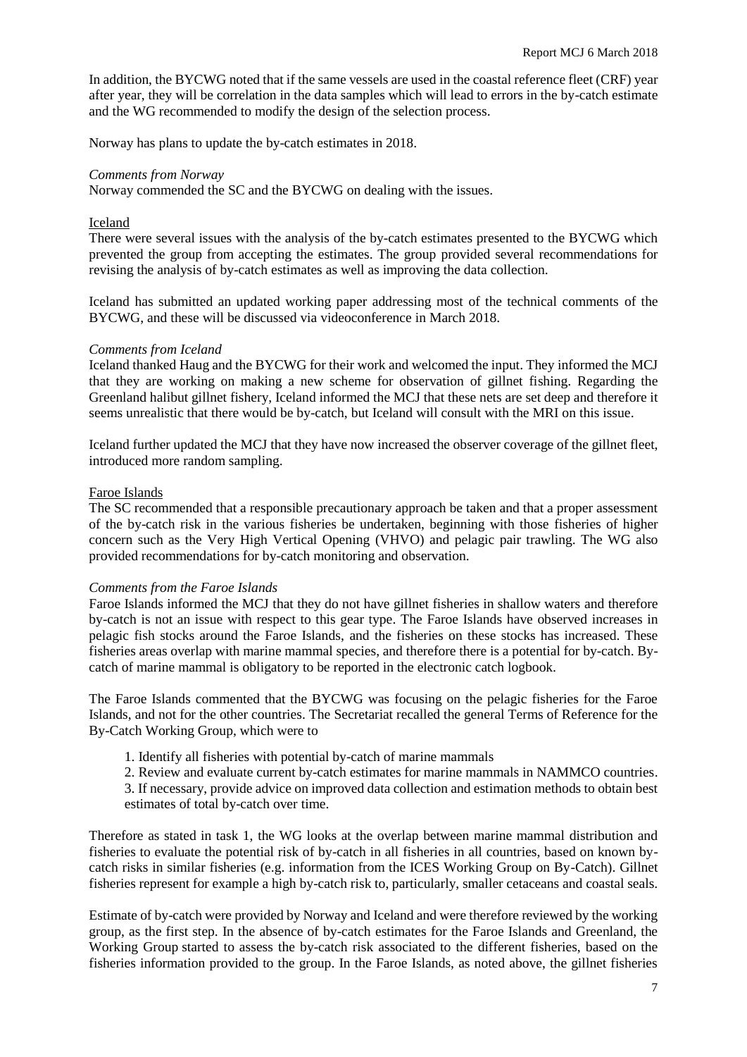In addition, the BYCWG noted that if the same vessels are used in the coastal reference fleet (CRF) year after year, they will be correlation in the data samples which will lead to errors in the by-catch estimate and the WG recommended to modify the design of the selection process.

Norway has plans to update the by-catch estimates in 2018.

*Comments from Norway*
Norway commended the SC and the BYCWG on dealing with the issues.

Iceland

There were several issues with the analysis of the by-catch estimates presented to the BYCWG which prevented the group from accepting the estimates. The group provided several recommendations for revising the analysis of by-catch estimates as well as improving the data collection.

Iceland has submitted an updated working paper addressing most of the technical comments of the BYCWG, and these will be discussed via videoconference in March 2018.

*Comments from Iceland*
Iceland thanked Haug and the BYCWG for their work and welcomed the input. They informed the MCJ that they are working on making a new scheme for observation of gillnet fishing. Regarding the Greenland halibut gillnet fishery, Iceland informed the MCJ that these nets are set deep and therefore it seems unrealistic that there would be by-catch, but Iceland will consult with the MRI on this issue.

Iceland further updated the MCJ that they have now increased the observer coverage of the gillnet fleet, introduced more random sampling.

Faroe Islands

The SC recommended that a responsible precautionary approach be taken and that a proper assessment of the by-catch risk in the various fisheries be undertaken, beginning with those fisheries of higher concern such as the Very High Vertical Opening (VHVO) and pelagic pair trawling. The WG also provided recommendations for by-catch monitoring and observation.

*Comments from the Faroe Islands*
Faroe Islands informed the MCJ that they do not have gillnet fisheries in shallow waters and therefore by-catch is not an issue with respect to this gear type. The Faroe Islands have observed increases in pelagic fish stocks around the Faroe Islands, and the fisheries on these stocks has increased. These fisheries areas overlap with marine mammal species, and therefore there is a potential for by-catch. By-catch of marine mammal is obligatory to be reported in the electronic catch logbook.

The Faroe Islands commented that the BYCWG was focusing on the pelagic fisheries for the Faroe Islands, and not for the other countries. The Secretariat recalled the general Terms of Reference for the By-Catch Working Group, which were to

1. Identify all fisheries with potential by-catch of marine mammals
2. Review and evaluate current by-catch estimates for marine mammals in NAMMCO countries.
3. If necessary, provide advice on improved data collection and estimation methods to obtain best estimates of total by-catch over time.

Therefore as stated in task 1, the WG looks at the overlap between marine mammal distribution and fisheries to evaluate the potential risk of by-catch in all fisheries in all countries, based on known by-catch risks in similar fisheries (e.g. information from the ICES Working Group on By-Catch). Gillnet fisheries represent for example a high by-catch risk to, particularly, smaller cetaceans and coastal seals.

Estimate of by-catch were provided by Norway and Iceland and were therefore reviewed by the working group, as the first step. In the absence of by-catch estimates for the Faroe Islands and Greenland, the Working Group started to assess the by-catch risk associated to the different fisheries, based on the fisheries information provided to the group. In the Faroe Islands, as noted above, the gillnet fisheries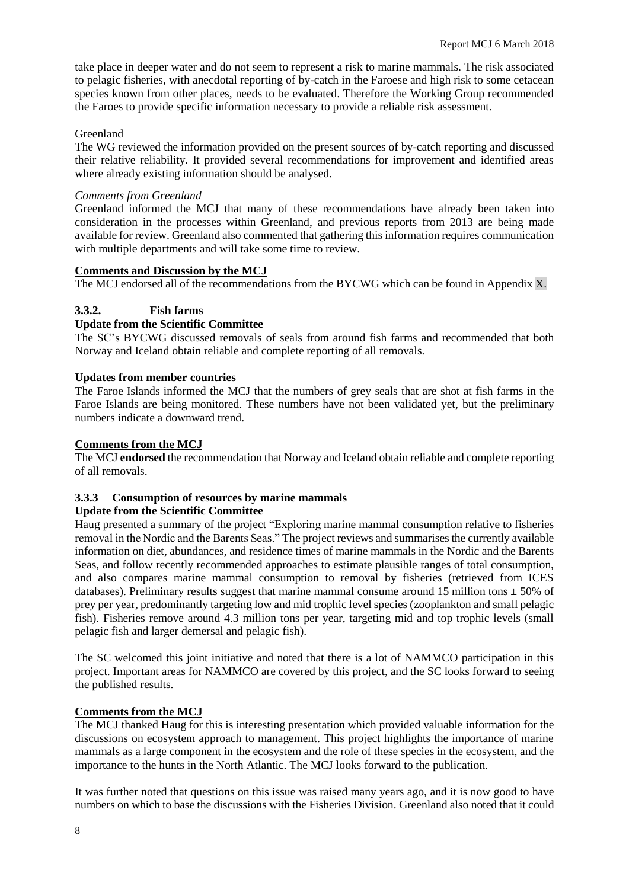take place in deeper water and do not seem to represent a risk to marine mammals. The risk associated to pelagic fisheries, with anecdotal reporting of by-catch in the Faroese and high risk to some cetacean species known from other places, needs to be evaluated. Therefore the Working Group recommended the Faroes to provide specific information necessary to provide a reliable risk assessment.

Greenland

The WG reviewed the information provided on the present sources of by-catch reporting and discussed their relative reliability. It provided several recommendations for improvement and identified areas where already existing information should be analysed.

*Comments from Greenland*

Greenland informed the MCJ that many of these recommendations have already been taken into consideration in the processes within Greenland, and previous reports from 2013 are being made available for review. Greenland also commented that gathering this information requires communication with multiple departments and will take some time to review.

**Comments and Discussion by the MCJ**

The MCJ endorsed all of the recommendations from the BYCWG which can be found in Appendix X.

### 3.3.2. Fish farms

**Update from the Scientific Committee**

The SC's BYCWG discussed removals of seals from around fish farms and recommended that both Norway and Iceland obtain reliable and complete reporting of all removals.

**Updates from member countries**

The Faroe Islands informed the MCJ that the numbers of grey seals that are shot at fish farms in the Faroe Islands are being monitored. These numbers have not been validated yet, but the preliminary numbers indicate a downward trend.

**Comments from the MCJ**

The MCJ **endorsed** the recommendation that Norway and Iceland obtain reliable and complete reporting of all removals.

### 3.3.3 Consumption of resources by marine mammals

**Update from the Scientific Committee**

Haug presented a summary of the project "Exploring marine mammal consumption relative to fisheries removal in the Nordic and the Barents Seas." The project reviews and summarises the currently available information on diet, abundances, and residence times of marine mammals in the Nordic and the Barents Seas, and follow recently recommended approaches to estimate plausible ranges of total consumption, and also compares marine mammal consumption to removal by fisheries (retrieved from ICES databases). Preliminary results suggest that marine mammal consume around 15 million tons $\pm$ 50% of prey per year, predominantly targeting low and mid trophic level species (zooplankton and small pelagic fish). Fisheries remove around 4.3 million tons per year, targeting mid and top trophic levels (small pelagic fish and larger demersal and pelagic fish).

The SC welcomed this joint initiative and noted that there is a lot of NAMMCO participation in this project. Important areas for NAMMCO are covered by this project, and the SC looks forward to seeing the published results.

**Comments from the MCJ**

The MCJ thanked Haug for this is interesting presentation which provided valuable information for the discussions on ecosystem approach to management. This project highlights the importance of marine mammals as a large component in the ecosystem and the role of these species in the ecosystem, and the importance to the hunts in the North Atlantic. The MCJ looks forward to the publication.

It was further noted that questions on this issue was raised many years ago, and it is now good to have numbers on which to base the discussions with the Fisheries Division. Greenland also noted that it could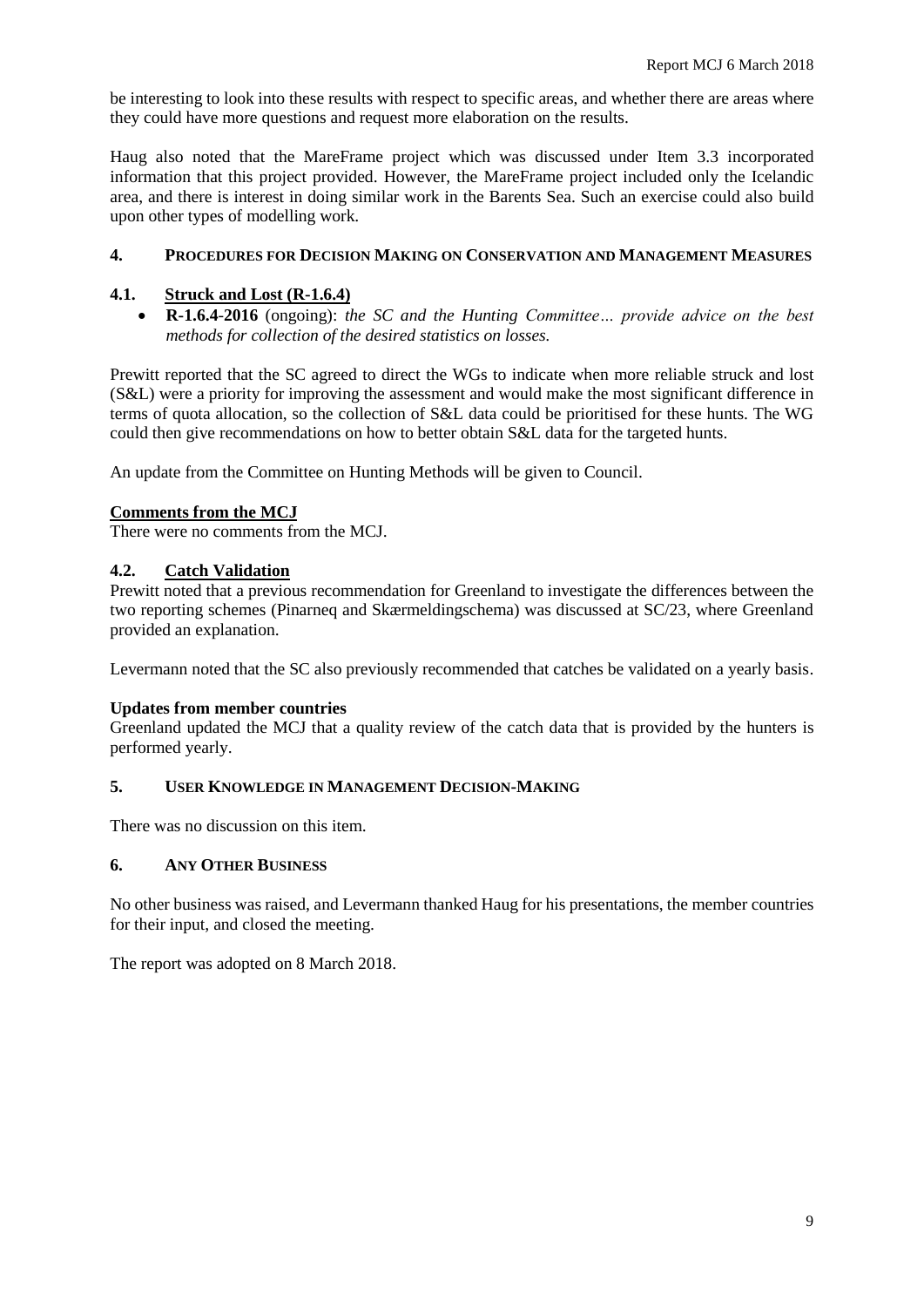be interesting to look into these results with respect to specific areas, and whether there are areas where they could have more questions and request more elaboration on the results.

Haug also noted that the MareFrame project which was discussed under Item 3.3 incorporated information that this project provided. However, the MareFrame project included only the Icelandic area, and there is interest in doing similar work in the Barents Sea. Such an exercise could also build upon other types of modelling work.

## 4. PROCEDURES FOR DECISION MAKING ON CONSERVATION AND MANAGEMENT MEASURES

### 4.1. Struck and Lost (R-1.6.4)

- **R-1.6.4-2016** (ongoing): *the SC and the Hunting Committee… provide advice on the best methods for collection of the desired statistics on losses.*

Prewitt reported that the SC agreed to direct the WGs to indicate when more reliable struck and lost (S&L) were a priority for improving the assessment and would make the most significant difference in terms of quota allocation, so the collection of S&L data could be prioritised for these hunts. The WG could then give recommendations on how to better obtain S&L data for the targeted hunts.

An update from the Committee on Hunting Methods will be given to Council.

**Comments from the MCJ**

There were no comments from the MCJ.

### 4.2. Catch Validation

Prewitt noted that a previous recommendation for Greenland to investigate the differences between the two reporting schemes (Pinarneq and Skærmeldingschema) was discussed at SC/23, where Greenland provided an explanation.

Levermann noted that the SC also previously recommended that catches be validated on a yearly basis.

**Updates from member countries**

Greenland updated the MCJ that a quality review of the catch data that is provided by the hunters is performed yearly.

## 5. USER KNOWLEDGE IN MANAGEMENT DECISION-MAKING

There was no discussion on this item.

## 6. ANY OTHER BUSINESS

No other business was raised, and Levermann thanked Haug for his presentations, the member countries for their input, and closed the meeting.

The report was adopted on 8 March 2018.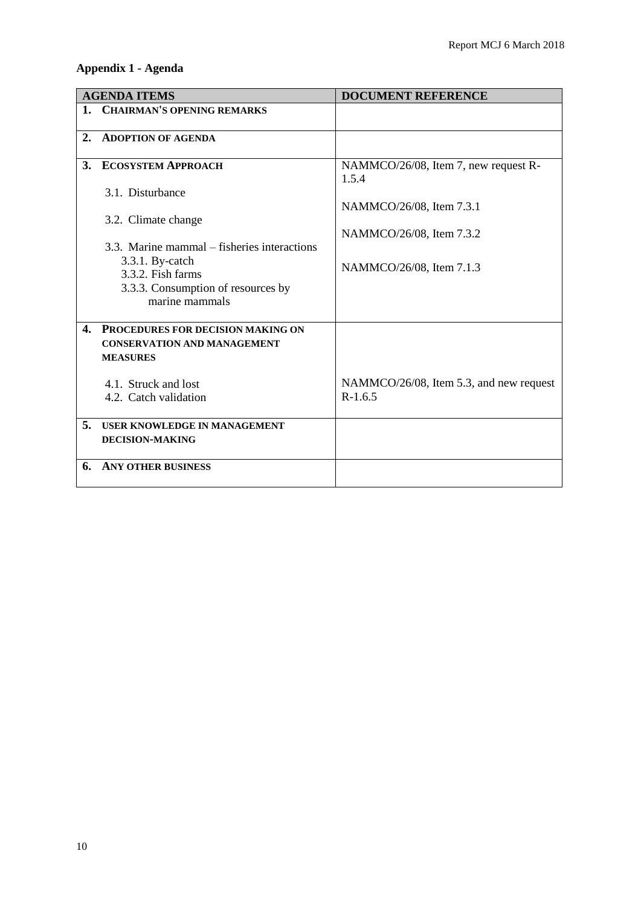## Appendix 1 - Agenda

| AGENDA ITEMS | DOCUMENT REFERENCE |
|---|---|
| **1. CHAIRMAN'S OPENING REMARKS** | |
| **2. ADOPTION OF AGENDA** | |
| **3. ECOSYSTEM APPROACH** | NAMMCO/26/08, Item 7, new request R-1.5.4 |
| 3.1. Disturbance | NAMMCO/26/08, Item 7.3.1 |
| 3.2. Climate change | NAMMCO/26/08, Item 7.3.2 |
| 3.3. Marine mammal – fisheries interactions<br>3.3.1. By-catch<br>3.3.2. Fish farms<br>3.3.3. Consumption of resources by marine mammals | NAMMCO/26/08, Item 7.1.3 |
| **4. PROCEDURES FOR DECISION MAKING ON CONSERVATION AND MANAGEMENT MEASURES** | |
| 4.1. Struck and lost<br>4.2. Catch validation | NAMMCO/26/08, Item 5.3, and new request R-1.6.5 |
| **5. USER KNOWLEDGE IN MANAGEMENT DECISION-MAKING** | |
| **6. ANY OTHER BUSINESS** | |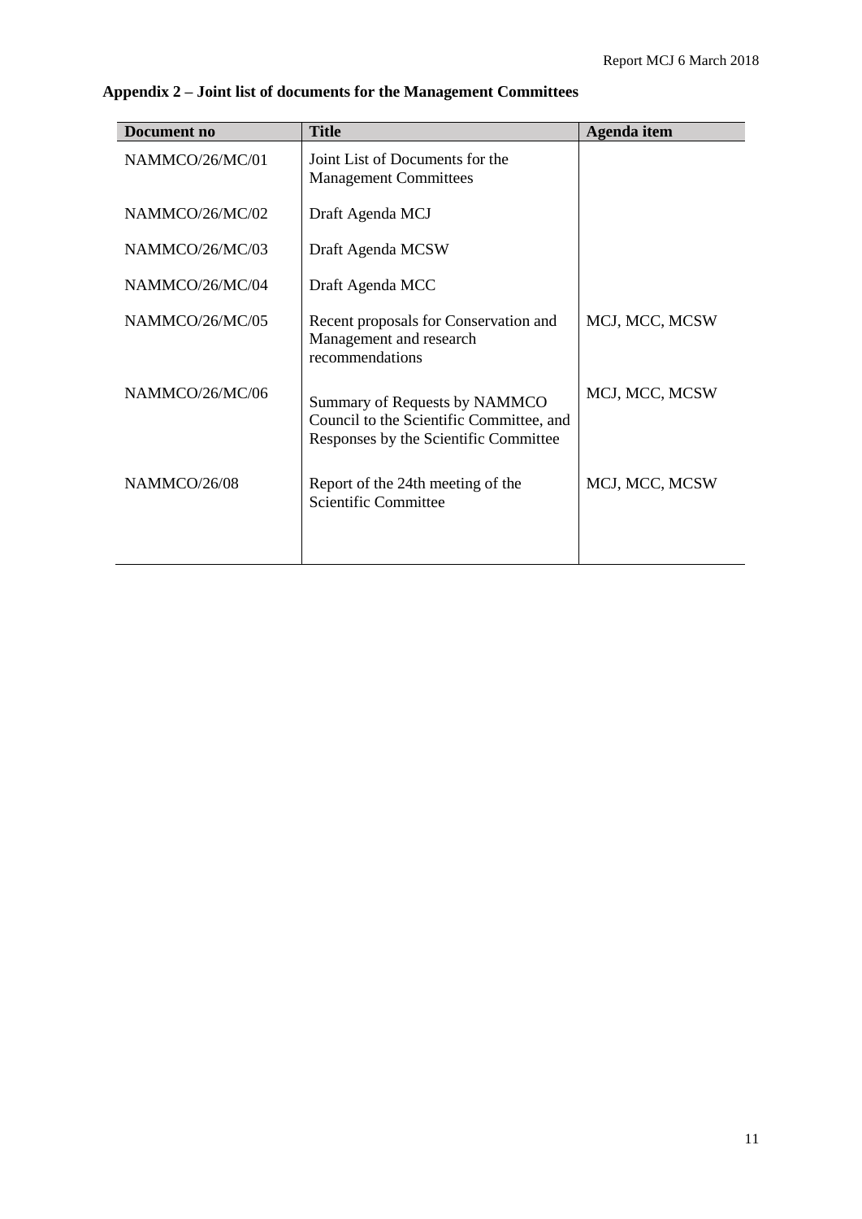**Appendix 2 – Joint list of documents for the Management Committees**

| Document no | Title | Agenda item |
|---|---|---|
| NAMMCO/26/MC/01 | Joint List of Documents for the Management Committees | |
| NAMMCO/26/MC/02 | Draft Agenda MCJ | |
| NAMMCO/26/MC/03 | Draft Agenda MCSW | |
| NAMMCO/26/MC/04 | Draft Agenda MCC | |
| NAMMCO/26/MC/05 | Recent proposals for Conservation and Management and research recommendations | MCJ, MCC, MCSW |
| NAMMCO/26/MC/06 | Summary of Requests by NAMMCO Council to the Scientific Committee, and Responses by the Scientific Committee | MCJ, MCC, MCSW |
| NAMMCO/26/08 | Report of the 24th meeting of the Scientific Committee | MCJ, MCC, MCSW |